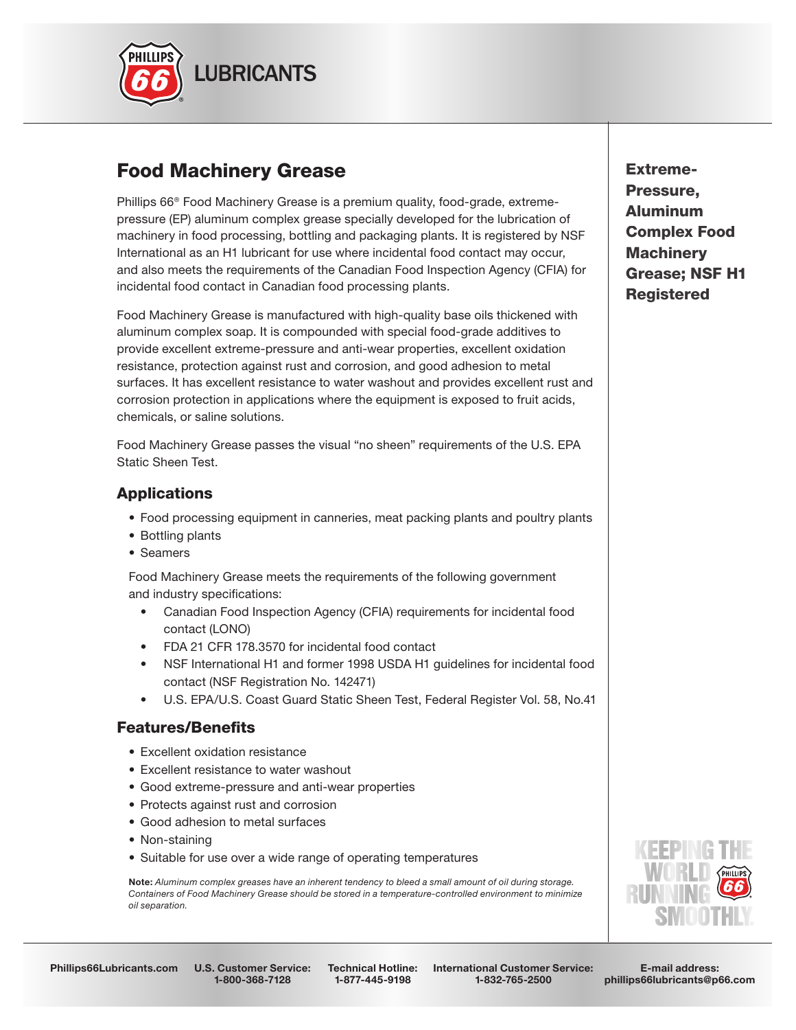PHILLIPS 66 LUBRICANTS

# Food Machinery Grease

**Extreme-Pressure, Aluminum Complex Food Machinery Grease; NSF H1 Registered**

Phillips 66® Food Machinery Grease is a premium quality, food-grade, extreme-pressure (EP) aluminum complex grease specially developed for the lubrication of machinery in food processing, bottling and packaging plants. It is registered by NSF International as an H1 lubricant for use where incidental food contact may occur, and also meets the requirements of the Canadian Food Inspection Agency (CFIA) for incidental food contact in Canadian food processing plants.

Food Machinery Grease is manufactured with high-quality base oils thickened with aluminum complex soap. It is compounded with special food-grade additives to provide excellent extreme-pressure and anti-wear properties, excellent oxidation resistance, protection against rust and corrosion, and good adhesion to metal surfaces. It has excellent resistance to water washout and provides excellent rust and corrosion protection in applications where the equipment is exposed to fruit acids, chemicals, or saline solutions.

Food Machinery Grease passes the visual "no sheen" requirements of the U.S. EPA Static Sheen Test.

## Applications

- Food processing equipment in canneries, meat packing plants and poultry plants
- Bottling plants
- Seamers

Food Machinery Grease meets the requirements of the following government and industry specifications:

- Canadian Food Inspection Agency (CFIA) requirements for incidental food contact (LONO)
- FDA 21 CFR 178.3570 for incidental food contact
- NSF International H1 and former 1998 USDA H1 guidelines for incidental food contact (NSF Registration No. 142471)
- U.S. EPA/U.S. Coast Guard Static Sheen Test, Federal Register Vol. 58, No.41

## Features/Benefits

- Excellent oxidation resistance
- Excellent resistance to water washout
- Good extreme-pressure and anti-wear properties
- Protects against rust and corrosion
- Good adhesion to metal surfaces
- Non-staining
- Suitable for use over a wide range of operating temperatures

**Note:** *Aluminum complex greases have an inherent tendency to bleed a small amount of oil during storage. Containers of Food Machinery Grease should be stored in a temperature-controlled environment to minimize oil separation.*

KEEPING THE WORLD RUNNING SMOOTHLY.

**Phillips66Lubricants.com** | **U.S. Customer Service:** 1-800-368-7128 | **Technical Hotline:** 1-877-445-9198 | **International Customer Service:** 1-832-765-2500 | **E-mail address:** phillips66lubricants@p66.com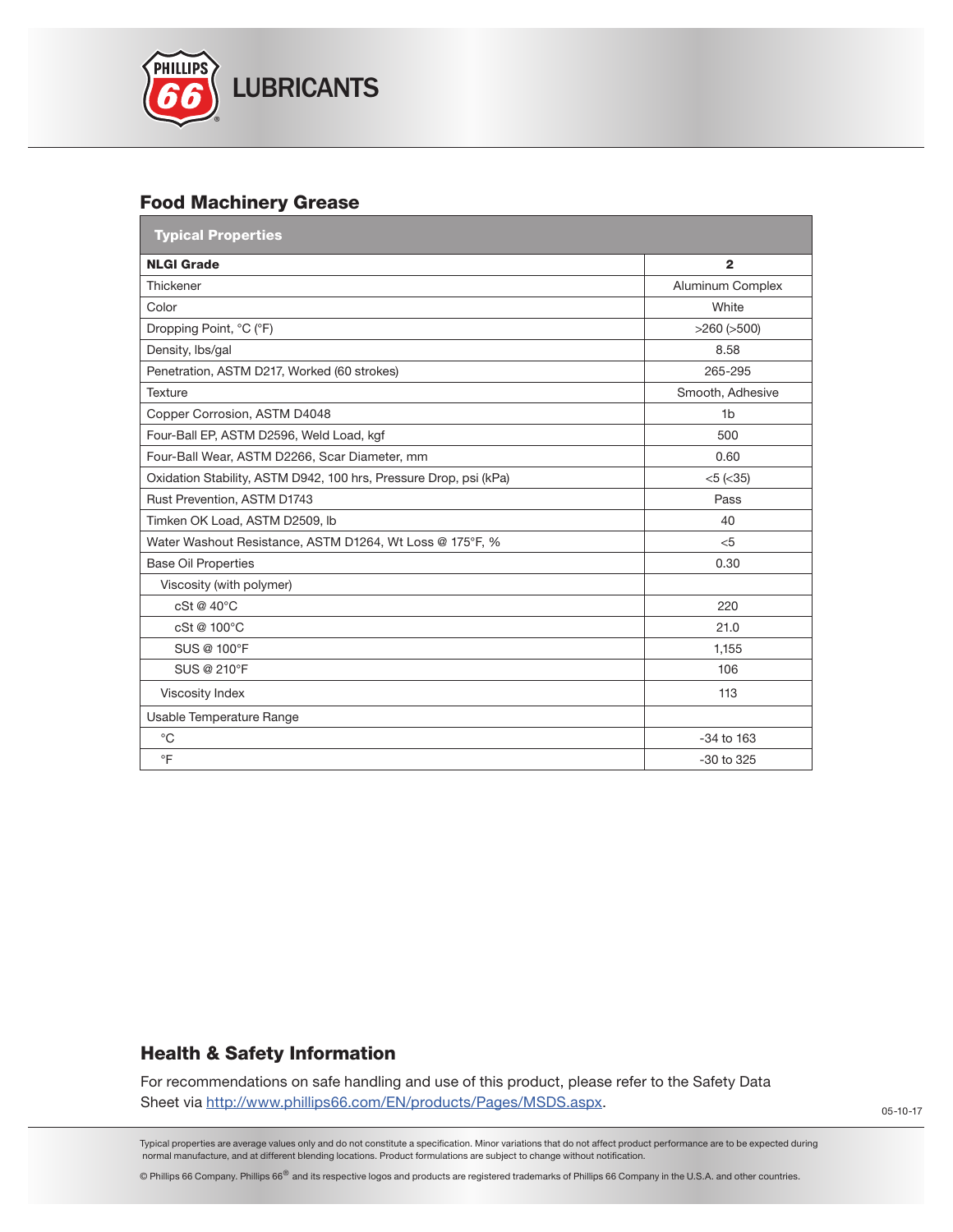## Food Machinery Grease

| Typical Properties | |
|---|---|
| **NLGI Grade** | **2** |
| Thickener | Aluminum Complex |
| Color | White |
| Dropping Point, °C (°F) | >260 (>500) |
| Density, lbs/gal | 8.58 |
| Penetration, ASTM D217, Worked (60 strokes) | 265-295 |
| Texture | Smooth, Adhesive |
| Copper Corrosion, ASTM D4048 | 1b |
| Four-Ball EP, ASTM D2596, Weld Load, kgf | 500 |
| Four-Ball Wear, ASTM D2266, Scar Diameter, mm | 0.60 |
| Oxidation Stability, ASTM D942, 100 hrs, Pressure Drop, psi (kPa) | <5 (<35) |
| Rust Prevention, ASTM D1743 | Pass |
| Timken OK Load, ASTM D2509, lb | 40 |
| Water Washout Resistance, ASTM D1264, Wt Loss @ 175°F, % | <5 |
| Base Oil Properties | 0.30 |
| Viscosity (with polymer) | |
| cSt @ 40°C | 220 |
| cSt @ 100°C | 21.0 |
| SUS @ 100°F | 1,155 |
| SUS @ 210°F | 106 |
| Viscosity Index | 113 |
| Usable Temperature Range | |
| °C | -34 to 163 |
| °F | -30 to 325 |

## Health & Safety Information

For recommendations on safe handling and use of this product, please refer to the Safety Data Sheet via http://www.phillips66.com/EN/products/Pages/MSDS.aspx.

05-10-17

Typical properties are average values only and do not constitute a specification. Minor variations that do not affect product performance are to be expected during normal manufacture, and at different blending locations. Product formulations are subject to change without notification.

© Phillips 66 Company. Phillips 66® and its respective logos and products are registered trademarks of Phillips 66 Company in the U.S.A. and other countries.